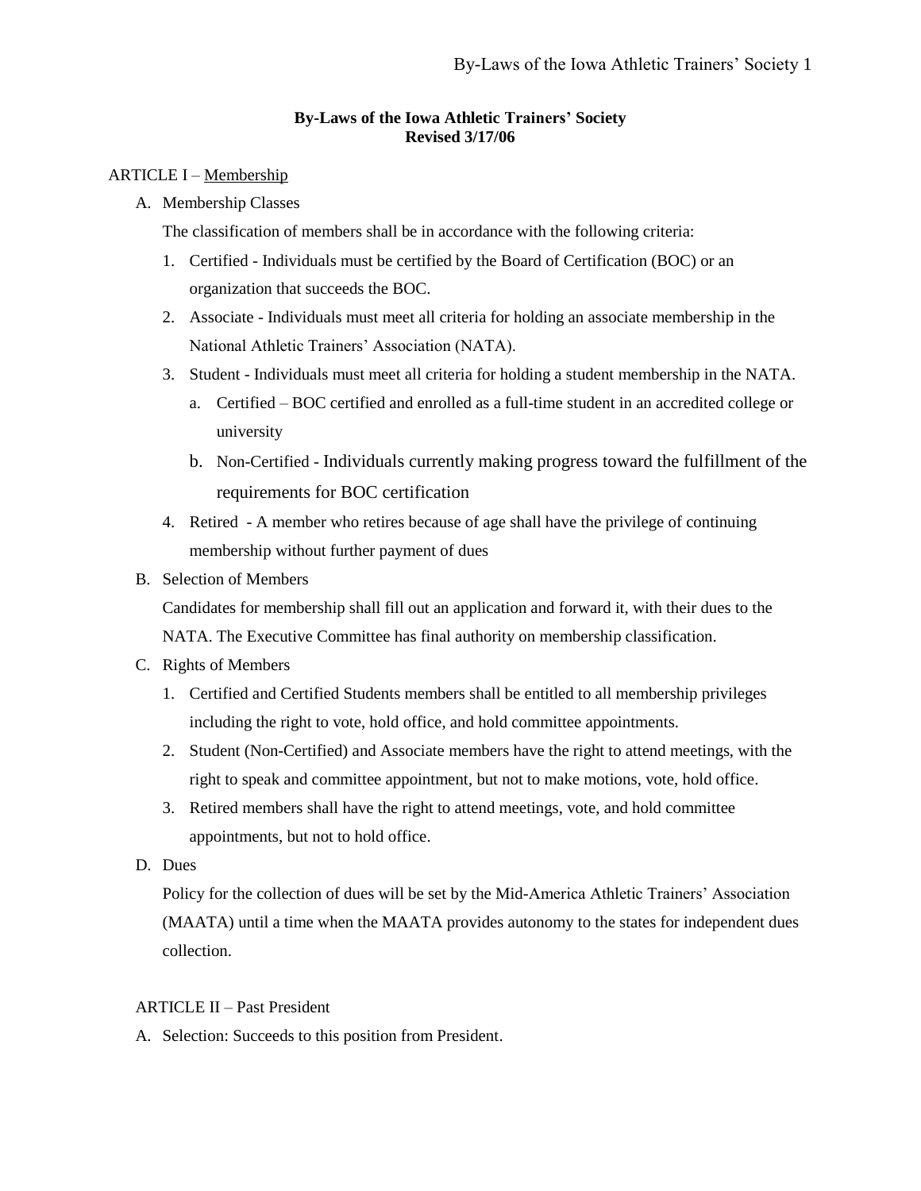# By-Laws of the Iowa Athletic Trainers' Society

**Revised 3/17/06**

## ARTICLE I – Membership

A. Membership Classes

The classification of members shall be in accordance with the following criteria:

1. Certified - Individuals must be certified by the Board of Certification (BOC) or an organization that succeeds the BOC.
2. Associate - Individuals must meet all criteria for holding an associate membership in the National Athletic Trainers' Association (NATA).
3. Student - Individuals must meet all criteria for holding a student membership in the NATA.
   a. Certified – BOC certified and enrolled as a full-time student in an accredited college or university
   b. Non-Certified - Individuals currently making progress toward the fulfillment of the requirements for BOC certification
4. Retired - A member who retires because of age shall have the privilege of continuing membership without further payment of dues

B. Selection of Members

Candidates for membership shall fill out an application and forward it, with their dues to the NATA. The Executive Committee has final authority on membership classification.

C. Rights of Members

1. Certified and Certified Students members shall be entitled to all membership privileges including the right to vote, hold office, and hold committee appointments.
2. Student (Non-Certified) and Associate members have the right to attend meetings, with the right to speak and committee appointment, but not to make motions, vote, hold office.
3. Retired members shall have the right to attend meetings, vote, and hold committee appointments, but not to hold office.

D. Dues

Policy for the collection of dues will be set by the Mid-America Athletic Trainers' Association (MAATA) until a time when the MAATA provides autonomy to the states for independent dues collection.

## ARTICLE II – Past President

A. Selection: Succeeds to this position from President.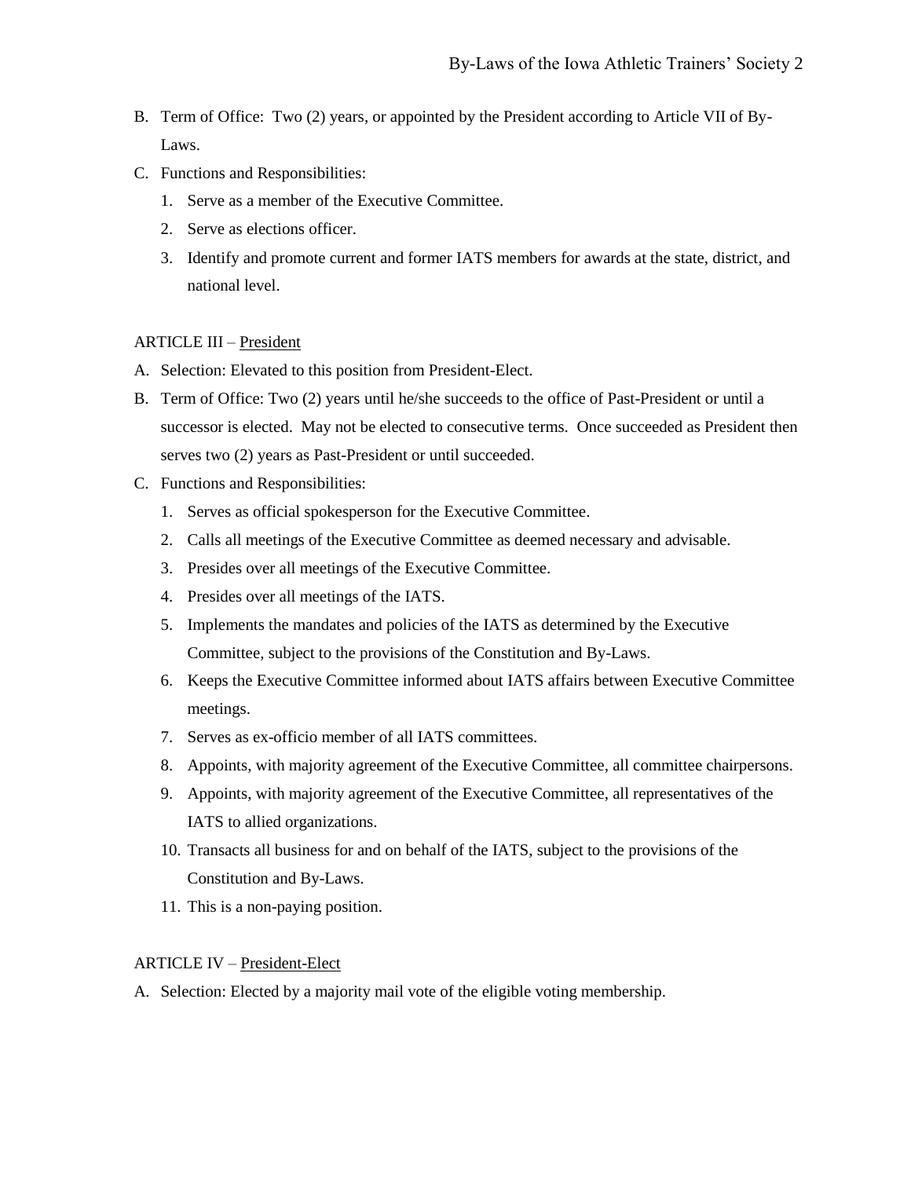B. Term of Office: Two (2) years, or appointed by the President according to Article VII of By-Laws.
C. Functions and Responsibilities:
   1. Serve as a member of the Executive Committee.
   2. Serve as elections officer.
   3. Identify and promote current and former IATS members for awards at the state, district, and national level.

ARTICLE III – President

A. Selection: Elevated to this position from President-Elect.
B. Term of Office: Two (2) years until he/she succeeds to the office of Past-President or until a successor is elected. May not be elected to consecutive terms. Once succeeded as President then serves two (2) years as Past-President or until succeeded.
C. Functions and Responsibilities:
   1. Serves as official spokesperson for the Executive Committee.
   2. Calls all meetings of the Executive Committee as deemed necessary and advisable.
   3. Presides over all meetings of the Executive Committee.
   4. Presides over all meetings of the IATS.
   5. Implements the mandates and policies of the IATS as determined by the Executive Committee, subject to the provisions of the Constitution and By-Laws.
   6. Keeps the Executive Committee informed about IATS affairs between Executive Committee meetings.
   7. Serves as ex-officio member of all IATS committees.
   8. Appoints, with majority agreement of the Executive Committee, all committee chairpersons.
   9. Appoints, with majority agreement of the Executive Committee, all representatives of the IATS to allied organizations.
   10. Transacts all business for and on behalf of the IATS, subject to the provisions of the Constitution and By-Laws.
   11. This is a non-paying position.

ARTICLE IV – President-Elect

A. Selection: Elected by a majority mail vote of the eligible voting membership.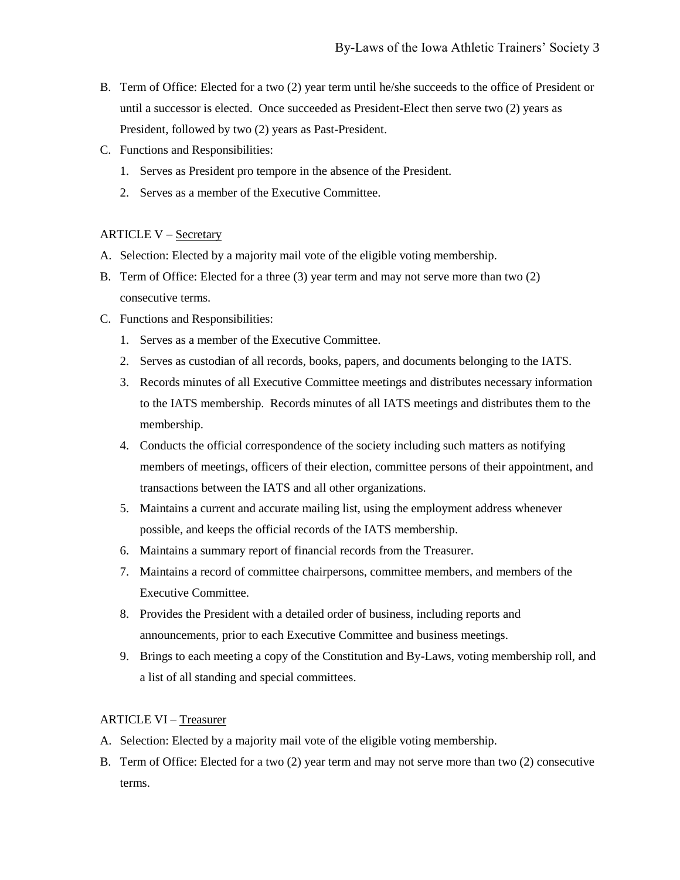B. Term of Office: Elected for a two (2) year term until he/she succeeds to the office of President or until a successor is elected. Once succeeded as President-Elect then serve two (2) years as President, followed by two (2) years as Past-President.

C. Functions and Responsibilities:
   1. Serves as President pro tempore in the absence of the President.
   2. Serves as a member of the Executive Committee.

ARTICLE V – <u>Secretary</u>

A. Selection: Elected by a majority mail vote of the eligible voting membership.

B. Term of Office: Elected for a three (3) year term and may not serve more than two (2) consecutive terms.

C. Functions and Responsibilities:
   1. Serves as a member of the Executive Committee.
   2. Serves as custodian of all records, books, papers, and documents belonging to the IATS.
   3. Records minutes of all Executive Committee meetings and distributes necessary information to the IATS membership. Records minutes of all IATS meetings and distributes them to the membership.
   4. Conducts the official correspondence of the society including such matters as notifying members of meetings, officers of their election, committee persons of their appointment, and transactions between the IATS and all other organizations.
   5. Maintains a current and accurate mailing list, using the employment address whenever possible, and keeps the official records of the IATS membership.
   6. Maintains a summary report of financial records from the Treasurer.
   7. Maintains a record of committee chairpersons, committee members, and members of the Executive Committee.
   8. Provides the President with a detailed order of business, including reports and announcements, prior to each Executive Committee and business meetings.
   9. Brings to each meeting a copy of the Constitution and By-Laws, voting membership roll, and a list of all standing and special committees.

ARTICLE VI – <u>Treasurer</u>

A. Selection: Elected by a majority mail vote of the eligible voting membership.

B. Term of Office: Elected for a two (2) year term and may not serve more than two (2) consecutive terms.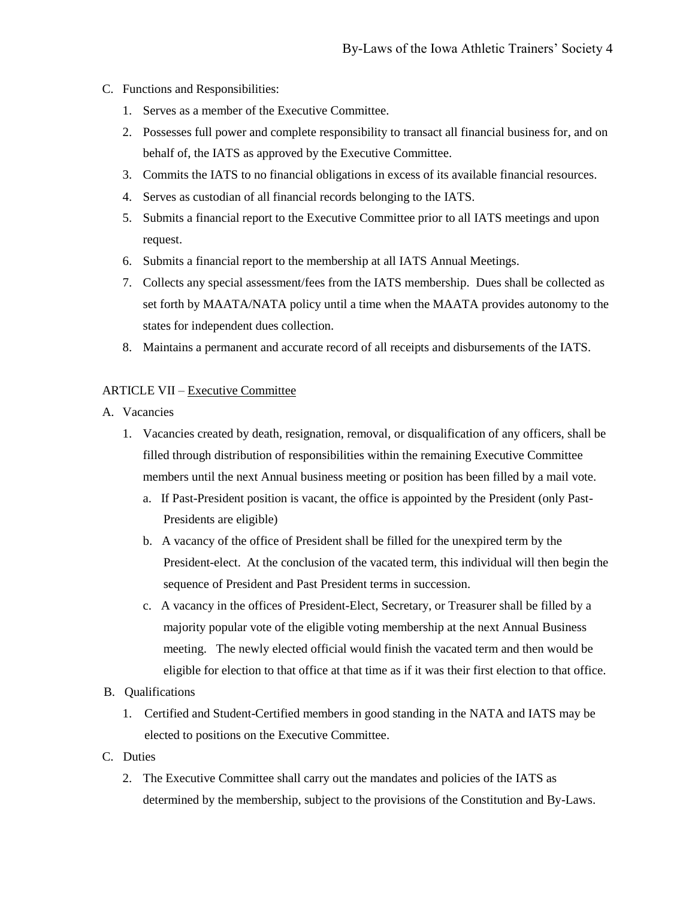C. Functions and Responsibilities:

1. Serves as a member of the Executive Committee.
2. Possesses full power and complete responsibility to transact all financial business for, and on behalf of, the IATS as approved by the Executive Committee.
3. Commits the IATS to no financial obligations in excess of its available financial resources.
4. Serves as custodian of all financial records belonging to the IATS.
5. Submits a financial report to the Executive Committee prior to all IATS meetings and upon request.
6. Submits a financial report to the membership at all IATS Annual Meetings.
7. Collects any special assessment/fees from the IATS membership. Dues shall be collected as set forth by MAATA/NATA policy until a time when the MAATA provides autonomy to the states for independent dues collection.
8. Maintains a permanent and accurate record of all receipts and disbursements of the IATS.

ARTICLE VII – <u>Executive Committee</u>

A. Vacancies

1. Vacancies created by death, resignation, removal, or disqualification of any officers, shall be filled through distribution of responsibilities within the remaining Executive Committee members until the next Annual business meeting or position has been filled by a mail vote.
   a. If Past-President position is vacant, the office is appointed by the President (only Past-Presidents are eligible)
   b. A vacancy of the office of President shall be filled for the unexpired term by the President-elect. At the conclusion of the vacated term, this individual will then begin the sequence of President and Past President terms in succession.
   c. A vacancy in the offices of President-Elect, Secretary, or Treasurer shall be filled by a majority popular vote of the eligible voting membership at the next Annual Business meeting. The newly elected official would finish the vacated term and then would be eligible for election to that office at that time as if it was their first election to that office.

B. Qualifications

1. Certified and Student-Certified members in good standing in the NATA and IATS may be elected to positions on the Executive Committee.

C. Duties

2. The Executive Committee shall carry out the mandates and policies of the IATS as determined by the membership, subject to the provisions of the Constitution and By-Laws.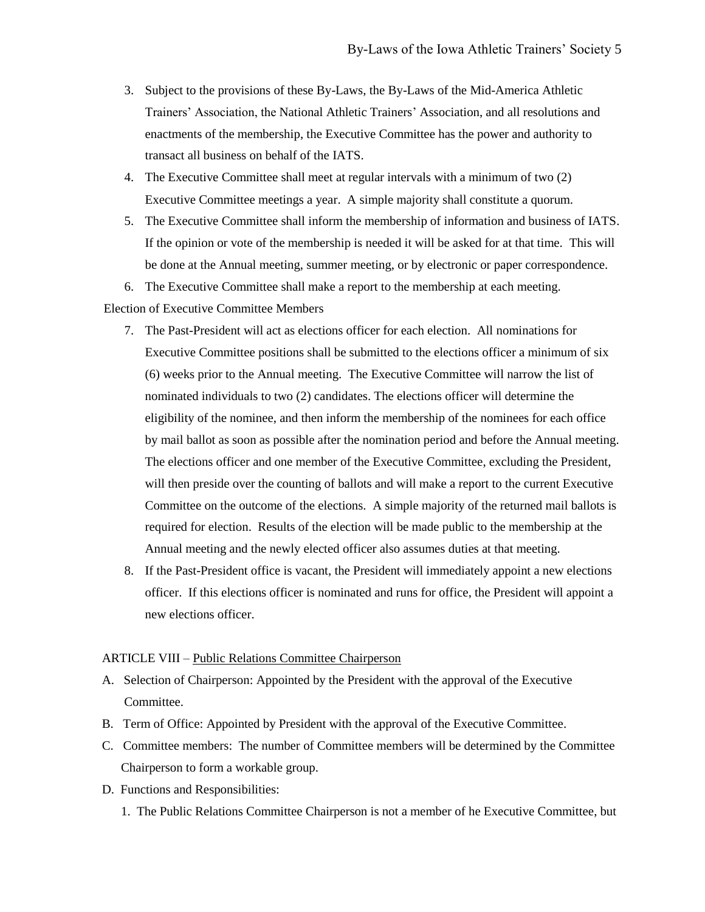3. Subject to the provisions of these By-Laws, the By-Laws of the Mid-America Athletic Trainers' Association, the National Athletic Trainers' Association, and all resolutions and enactments of the membership, the Executive Committee has the power and authority to transact all business on behalf of the IATS.
4. The Executive Committee shall meet at regular intervals with a minimum of two (2) Executive Committee meetings a year. A simple majority shall constitute a quorum.
5. The Executive Committee shall inform the membership of information and business of IATS. If the opinion or vote of the membership is needed it will be asked for at that time. This will be done at the Annual meeting, summer meeting, or by electronic or paper correspondence.
6. The Executive Committee shall make a report to the membership at each meeting.

Election of Executive Committee Members

7. The Past-President will act as elections officer for each election. All nominations for Executive Committee positions shall be submitted to the elections officer a minimum of six (6) weeks prior to the Annual meeting. The Executive Committee will narrow the list of nominated individuals to two (2) candidates. The elections officer will determine the eligibility of the nominee, and then inform the membership of the nominees for each office by mail ballot as soon as possible after the nomination period and before the Annual meeting. The elections officer and one member of the Executive Committee, excluding the President, will then preside over the counting of ballots and will make a report to the current Executive Committee on the outcome of the elections. A simple majority of the returned mail ballots is required for election. Results of the election will be made public to the membership at the Annual meeting and the newly elected officer also assumes duties at that meeting.
8. If the Past-President office is vacant, the President will immediately appoint a new elections officer. If this elections officer is nominated and runs for office, the President will appoint a new elections officer.

ARTICLE VIII – Public Relations Committee Chairperson

A. Selection of Chairperson: Appointed by the President with the approval of the Executive Committee.
B. Term of Office: Appointed by President with the approval of the Executive Committee.
C. Committee members: The number of Committee members will be determined by the Committee Chairperson to form a workable group.
D. Functions and Responsibilities:
   1. The Public Relations Committee Chairperson is not a member of he Executive Committee, but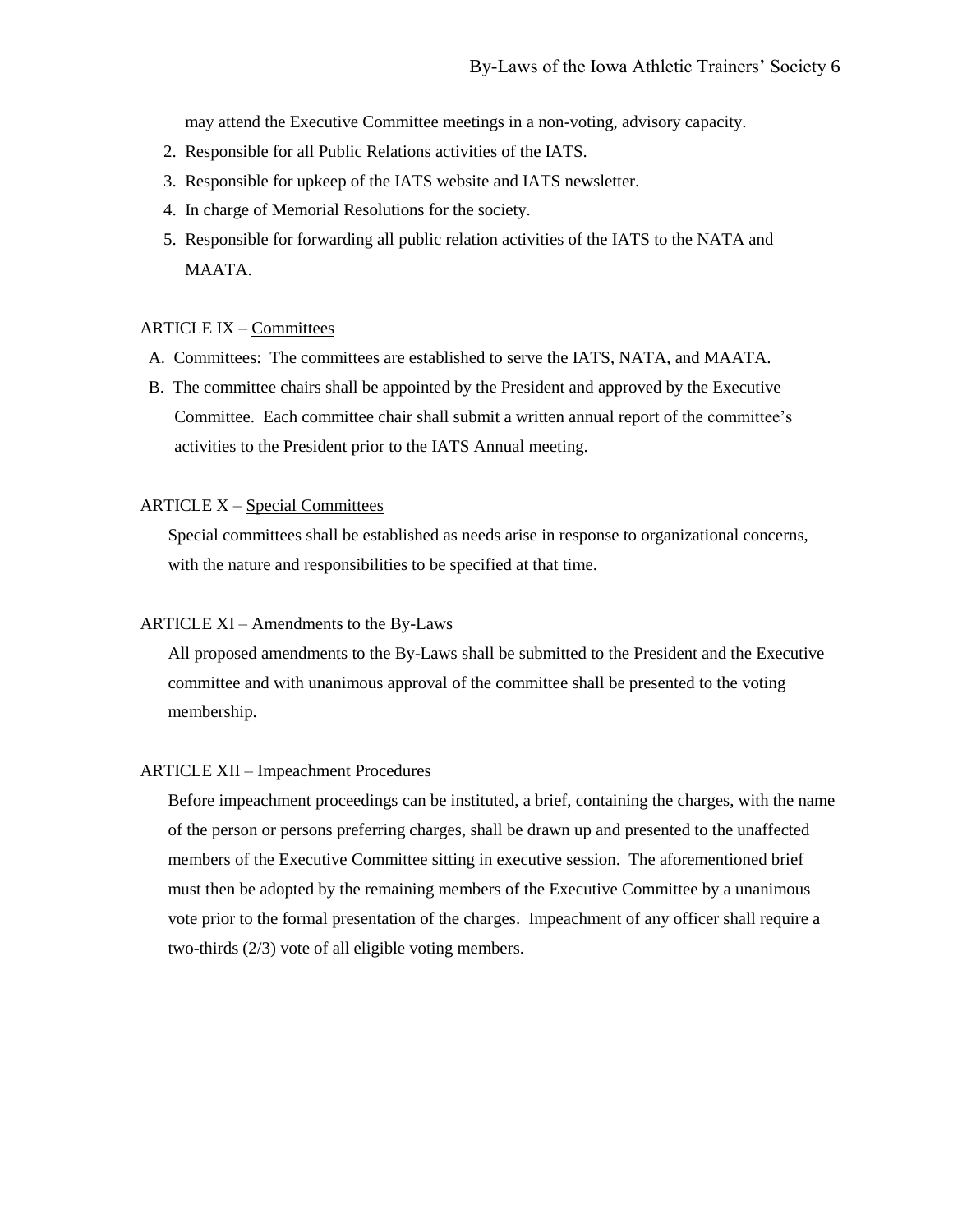may attend the Executive Committee meetings in a non-voting, advisory capacity.

2. Responsible for all Public Relations activities of the IATS.
3. Responsible for upkeep of the IATS website and IATS newsletter.
4. In charge of Memorial Resolutions for the society.
5. Responsible for forwarding all public relation activities of the IATS to the NATA and MAATA.

ARTICLE IX – Committees

A. Committees: The committees are established to serve the IATS, NATA, and MAATA.

B. The committee chairs shall be appointed by the President and approved by the Executive Committee. Each committee chair shall submit a written annual report of the committee's activities to the President prior to the IATS Annual meeting.

ARTICLE X – Special Committees

Special committees shall be established as needs arise in response to organizational concerns, with the nature and responsibilities to be specified at that time.

ARTICLE XI – Amendments to the By-Laws

All proposed amendments to the By-Laws shall be submitted to the President and the Executive committee and with unanimous approval of the committee shall be presented to the voting membership.

ARTICLE XII – Impeachment Procedures

Before impeachment proceedings can be instituted, a brief, containing the charges, with the name of the person or persons preferring charges, shall be drawn up and presented to the unaffected members of the Executive Committee sitting in executive session. The aforementioned brief must then be adopted by the remaining members of the Executive Committee by a unanimous vote prior to the formal presentation of the charges. Impeachment of any officer shall require a two-thirds (2/3) vote of all eligible voting members.